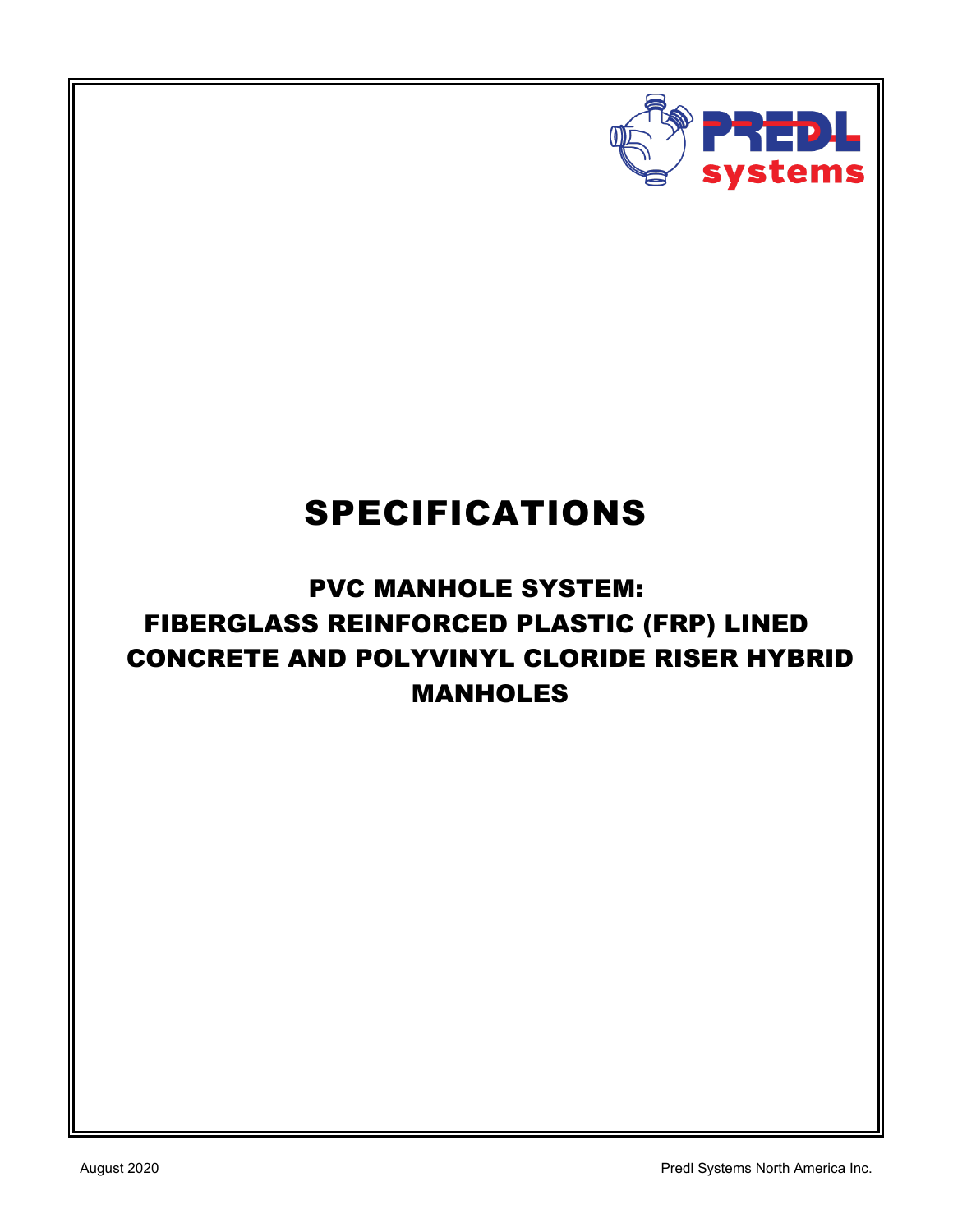PREDL systems

# SPECIFICATIONS

## PVC MANHOLE SYSTEM:
## FIBERGLASS REINFORCED PLASTIC (FRP) LINED CONCRETE AND POLYVINYL CLORIDE RISER HYBRID MANHOLES

August 2020

Predl Systems North America Inc.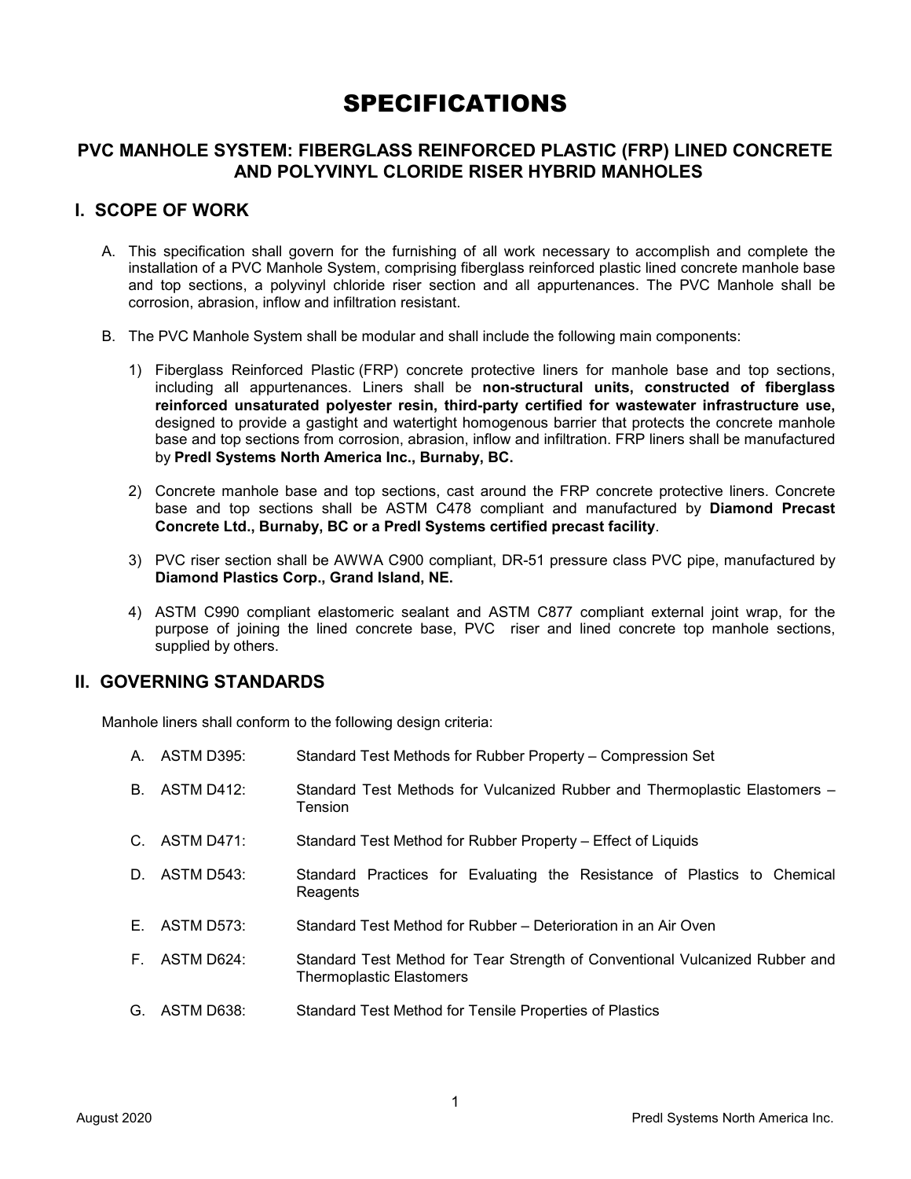# SPECIFICATIONS

## PVC MANHOLE SYSTEM: FIBERGLASS REINFORCED PLASTIC (FRP) LINED CONCRETE AND POLYVINYL CLORIDE RISER HYBRID MANHOLES

## I. SCOPE OF WORK

A. This specification shall govern for the furnishing of all work necessary to accomplish and complete the installation of a PVC Manhole System, comprising fiberglass reinforced plastic lined concrete manhole base and top sections, a polyvinyl chloride riser section and all appurtenances. The PVC Manhole shall be corrosion, abrasion, inflow and infiltration resistant.

B. The PVC Manhole System shall be modular and shall include the following main components:

1) Fiberglass Reinforced Plastic (FRP) concrete protective liners for manhole base and top sections, including all appurtenances. Liners shall be **non-structural units, constructed of fiberglass reinforced unsaturated polyester resin, third-party certified for wastewater infrastructure use,** designed to provide a gastight and watertight homogenous barrier that protects the concrete manhole base and top sections from corrosion, abrasion, inflow and infiltration. FRP liners shall be manufactured by **Predl Systems North America Inc., Burnaby, BC.**

2) Concrete manhole base and top sections, cast around the FRP concrete protective liners. Concrete base and top sections shall be ASTM C478 compliant and manufactured by **Diamond Precast Concrete Ltd., Burnaby, BC or a Predl Systems certified precast facility**.

3) PVC riser section shall be AWWA C900 compliant, DR-51 pressure class PVC pipe, manufactured by **Diamond Plastics Corp., Grand Island, NE.**

4) ASTM C990 compliant elastomeric sealant and ASTM C877 compliant external joint wrap, for the purpose of joining the lined concrete base, PVC riser and lined concrete top manhole sections, supplied by others.

## II. GOVERNING STANDARDS

Manhole liners shall conform to the following design criteria:

A. ASTM D395: Standard Test Methods for Rubber Property – Compression Set

B. ASTM D412: Standard Test Methods for Vulcanized Rubber and Thermoplastic Elastomers – Tension

C. ASTM D471: Standard Test Method for Rubber Property – Effect of Liquids

D. ASTM D543: Standard Practices for Evaluating the Resistance of Plastics to Chemical Reagents

E. ASTM D573: Standard Test Method for Rubber – Deterioration in an Air Oven

F. ASTM D624: Standard Test Method for Tear Strength of Conventional Vulcanized Rubber and Thermoplastic Elastomers

G. ASTM D638: Standard Test Method for Tensile Properties of Plastics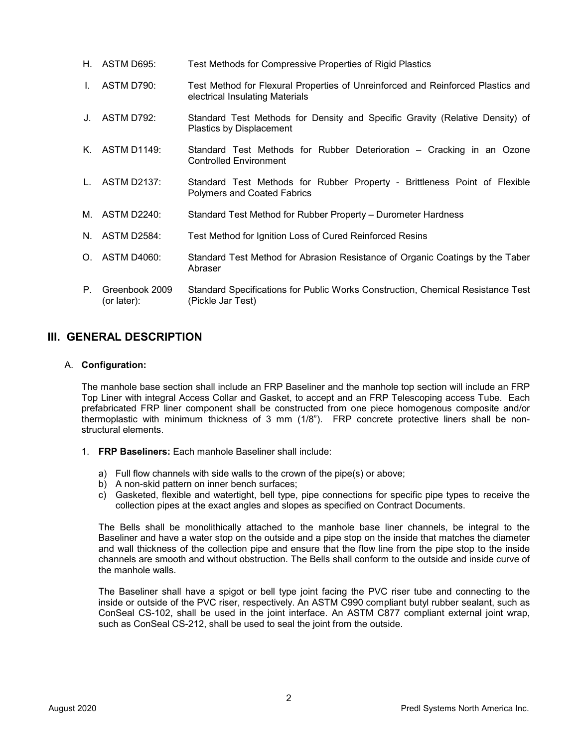H. ASTM D695: Test Methods for Compressive Properties of Rigid Plastics

I. ASTM D790: Test Method for Flexural Properties of Unreinforced and Reinforced Plastics and electrical Insulating Materials

J. ASTM D792: Standard Test Methods for Density and Specific Gravity (Relative Density) of Plastics by Displacement

K. ASTM D1149: Standard Test Methods for Rubber Deterioration – Cracking in an Ozone Controlled Environment

L. ASTM D2137: Standard Test Methods for Rubber Property - Brittleness Point of Flexible Polymers and Coated Fabrics

M. ASTM D2240: Standard Test Method for Rubber Property – Durometer Hardness

N. ASTM D2584: Test Method for Ignition Loss of Cured Reinforced Resins

O. ASTM D4060: Standard Test Method for Abrasion Resistance of Organic Coatings by the Taber Abraser

P. Greenbook 2009 (or later): Standard Specifications for Public Works Construction, Chemical Resistance Test (Pickle Jar Test)

## III. GENERAL DESCRIPTION

A. **Configuration:**

The manhole base section shall include an FRP Baseliner and the manhole top section will include an FRP Top Liner with integral Access Collar and Gasket, to accept and an FRP Telescoping access Tube. Each prefabricated FRP liner component shall be constructed from one piece homogenous composite and/or thermoplastic with minimum thickness of 3 mm (1/8"). FRP concrete protective liners shall be non-structural elements.

1. **FRP Baseliners:** Each manhole Baseliner shall include:

   a) Full flow channels with side walls to the crown of the pipe(s) or above;
   b) A non-skid pattern on inner bench surfaces;
   c) Gasketed, flexible and watertight, bell type, pipe connections for specific pipe types to receive the collection pipes at the exact angles and slopes as specified on Contract Documents.

   The Bells shall be monolithically attached to the manhole base liner channels, be integral to the Baseliner and have a water stop on the outside and a pipe stop on the inside that matches the diameter and wall thickness of the collection pipe and ensure that the flow line from the pipe stop to the inside channels are smooth and without obstruction. The Bells shall conform to the outside and inside curve of the manhole walls.

   The Baseliner shall have a spigot or bell type joint facing the PVC riser tube and connecting to the inside or outside of the PVC riser, respectively. An ASTM C990 compliant butyl rubber sealant, such as ConSeal CS-102, shall be used in the joint interface. An ASTM C877 compliant external joint wrap, such as ConSeal CS-212, shall be used to seal the joint from the outside.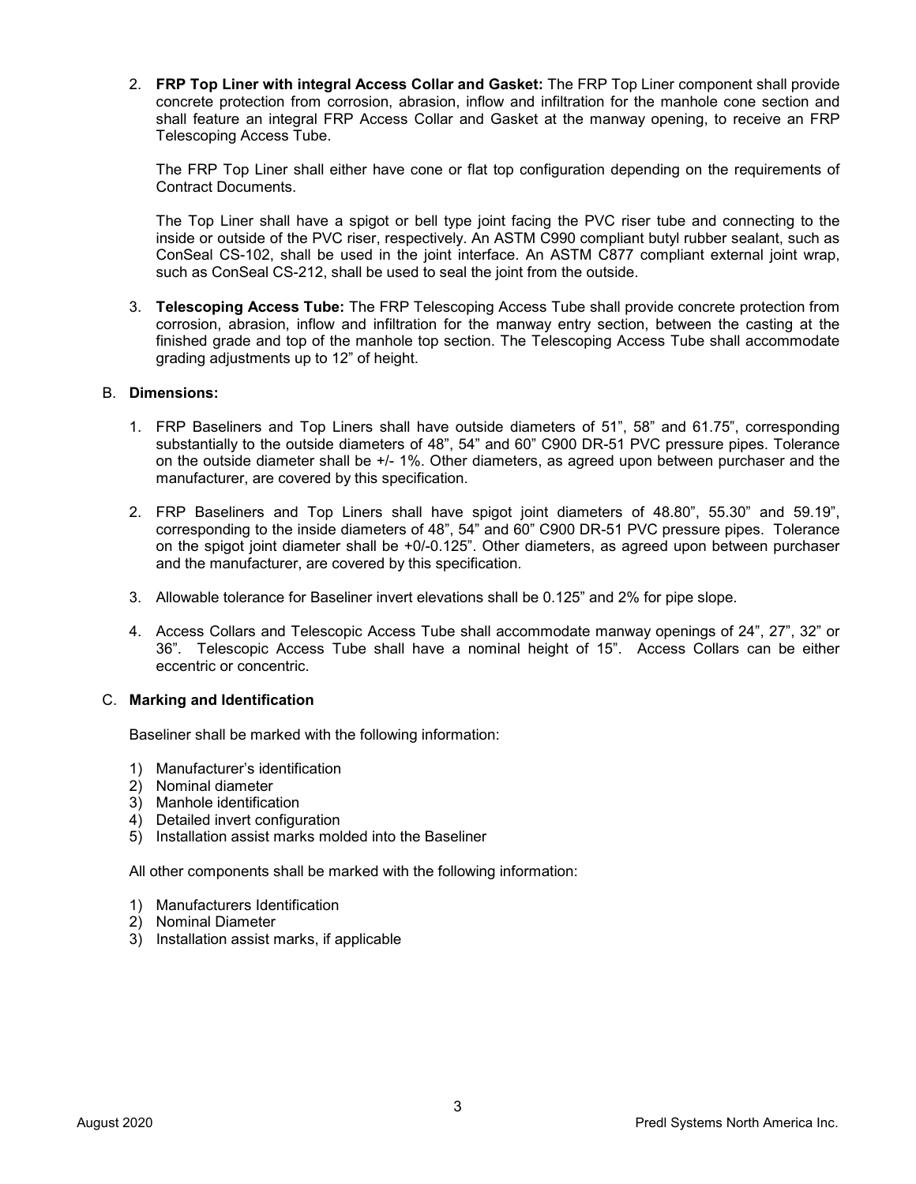2. **FRP Top Liner with integral Access Collar and Gasket:** The FRP Top Liner component shall provide concrete protection from corrosion, abrasion, inflow and infiltration for the manhole cone section and shall feature an integral FRP Access Collar and Gasket at the manway opening, to receive an FRP Telescoping Access Tube.

   The FRP Top Liner shall either have cone or flat top configuration depending on the requirements of Contract Documents.

   The Top Liner shall have a spigot or bell type joint facing the PVC riser tube and connecting to the inside or outside of the PVC riser, respectively. An ASTM C990 compliant butyl rubber sealant, such as ConSeal CS-102, shall be used in the joint interface. An ASTM C877 compliant external joint wrap, such as ConSeal CS-212, shall be used to seal the joint from the outside.

3. **Telescoping Access Tube:** The FRP Telescoping Access Tube shall provide concrete protection from corrosion, abrasion, inflow and infiltration for the manway entry section, between the casting at the finished grade and top of the manhole top section. The Telescoping Access Tube shall accommodate grading adjustments up to 12" of height.

B. **Dimensions:**

1. FRP Baseliners and Top Liners shall have outside diameters of 51", 58" and 61.75", corresponding substantially to the outside diameters of 48", 54" and 60" C900 DR-51 PVC pressure pipes. Tolerance on the outside diameter shall be +/- 1%. Other diameters, as agreed upon between purchaser and the manufacturer, are covered by this specification.

2. FRP Baseliners and Top Liners shall have spigot joint diameters of 48.80", 55.30" and 59.19", corresponding to the inside diameters of 48", 54" and 60" C900 DR-51 PVC pressure pipes. Tolerance on the spigot joint diameter shall be +0/-0.125". Other diameters, as agreed upon between purchaser and the manufacturer, are covered by this specification.

3. Allowable tolerance for Baseliner invert elevations shall be 0.125" and 2% for pipe slope.

4. Access Collars and Telescopic Access Tube shall accommodate manway openings of 24", 27", 32" or 36". Telescopic Access Tube shall have a nominal height of 15". Access Collars can be either eccentric or concentric.

C. **Marking and Identification**

Baseliner shall be marked with the following information:

1) Manufacturer's identification
2) Nominal diameter
3) Manhole identification
4) Detailed invert configuration
5) Installation assist marks molded into the Baseliner

All other components shall be marked with the following information:

1) Manufacturers Identification
2) Nominal Diameter
3) Installation assist marks, if applicable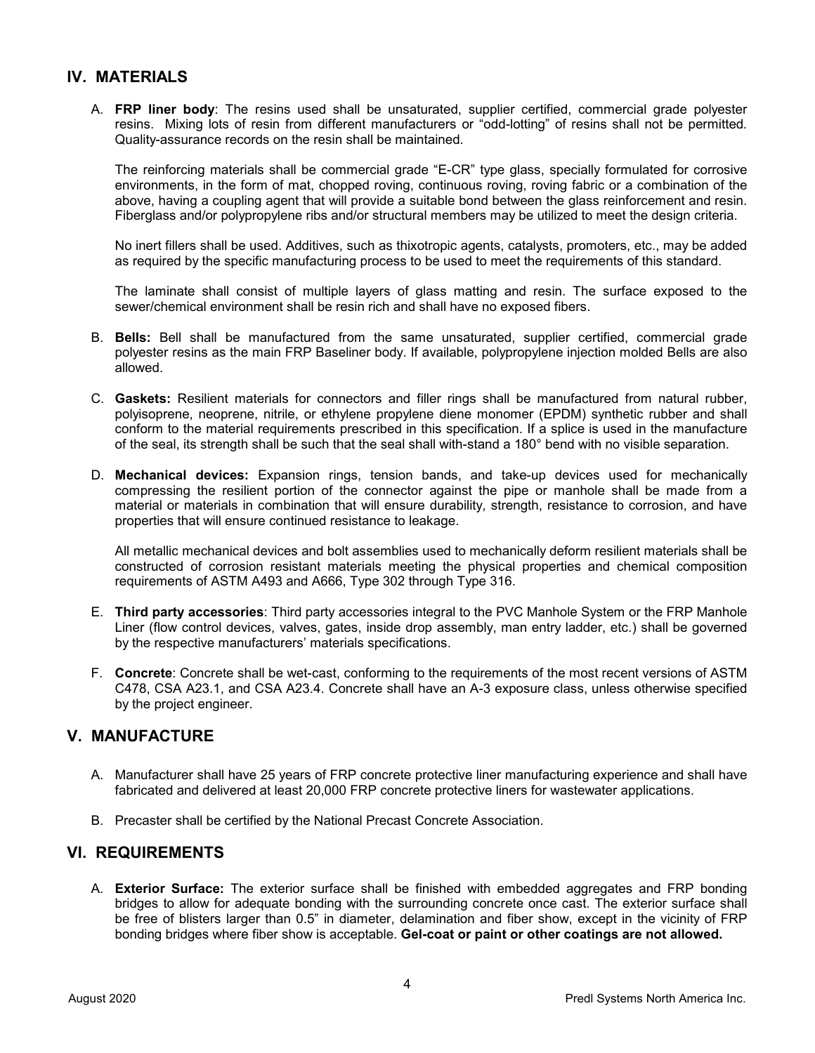## IV. MATERIALS

A. **FRP liner body**: The resins used shall be unsaturated, supplier certified, commercial grade polyester resins. Mixing lots of resin from different manufacturers or "odd-lotting" of resins shall not be permitted. Quality-assurance records on the resin shall be maintained.

   The reinforcing materials shall be commercial grade "E-CR" type glass, specially formulated for corrosive environments, in the form of mat, chopped roving, continuous roving, roving fabric or a combination of the above, having a coupling agent that will provide a suitable bond between the glass reinforcement and resin. Fiberglass and/or polypropylene ribs and/or structural members may be utilized to meet the design criteria.

   No inert fillers shall be used. Additives, such as thixotropic agents, catalysts, promoters, etc., may be added as required by the specific manufacturing process to be used to meet the requirements of this standard.

   The laminate shall consist of multiple layers of glass matting and resin. The surface exposed to the sewer/chemical environment shall be resin rich and shall have no exposed fibers.

B. **Bells:** Bell shall be manufactured from the same unsaturated, supplier certified, commercial grade polyester resins as the main FRP Baseliner body. If available, polypropylene injection molded Bells are also allowed.

C. **Gaskets:** Resilient materials for connectors and filler rings shall be manufactured from natural rubber, polyisoprene, neoprene, nitrile, or ethylene propylene diene monomer (EPDM) synthetic rubber and shall conform to the material requirements prescribed in this specification. If a splice is used in the manufacture of the seal, its strength shall be such that the seal shall with-stand a 180° bend with no visible separation.

D. **Mechanical devices:** Expansion rings, tension bands, and take-up devices used for mechanically compressing the resilient portion of the connector against the pipe or manhole shall be made from a material or materials in combination that will ensure durability, strength, resistance to corrosion, and have properties that will ensure continued resistance to leakage.

   All metallic mechanical devices and bolt assemblies used to mechanically deform resilient materials shall be constructed of corrosion resistant materials meeting the physical properties and chemical composition requirements of ASTM A493 and A666, Type 302 through Type 316.

E. **Third party accessories**: Third party accessories integral to the PVC Manhole System or the FRP Manhole Liner (flow control devices, valves, gates, inside drop assembly, man entry ladder, etc.) shall be governed by the respective manufacturers' materials specifications.

F. **Concrete**: Concrete shall be wet-cast, conforming to the requirements of the most recent versions of ASTM C478, CSA A23.1, and CSA A23.4. Concrete shall have an A-3 exposure class, unless otherwise specified by the project engineer.

## V. MANUFACTURE

A. Manufacturer shall have 25 years of FRP concrete protective liner manufacturing experience and shall have fabricated and delivered at least 20,000 FRP concrete protective liners for wastewater applications.

B. Precaster shall be certified by the National Precast Concrete Association.

## VI. REQUIREMENTS

A. **Exterior Surface:** The exterior surface shall be finished with embedded aggregates and FRP bonding bridges to allow for adequate bonding with the surrounding concrete once cast. The exterior surface shall be free of blisters larger than 0.5" in diameter, delamination and fiber show, except in the vicinity of FRP bonding bridges where fiber show is acceptable. **Gel-coat or paint or other coatings are not allowed.**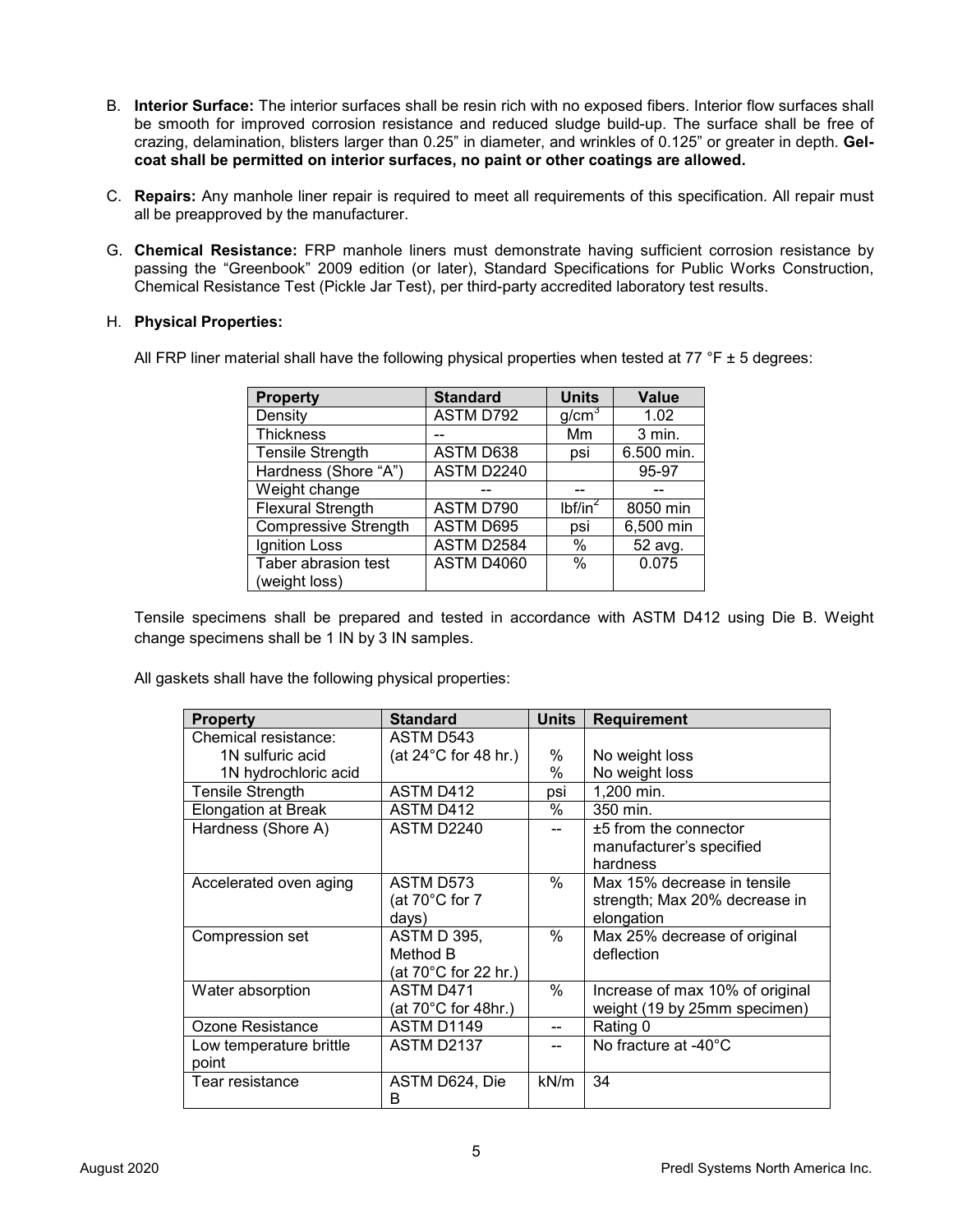B. **Interior Surface:** The interior surfaces shall be resin rich with no exposed fibers. Interior flow surfaces shall be smooth for improved corrosion resistance and reduced sludge build-up. The surface shall be free of crazing, delamination, blisters larger than 0.25" in diameter, and wrinkles of 0.125" or greater in depth. **Gel-coat shall be permitted on interior surfaces, no paint or other coatings are allowed.**

C. **Repairs:** Any manhole liner repair is required to meet all requirements of this specification. All repair must all be preapproved by the manufacturer.

G. **Chemical Resistance:** FRP manhole liners must demonstrate having sufficient corrosion resistance by passing the "Greenbook" 2009 edition (or later), Standard Specifications for Public Works Construction, Chemical Resistance Test (Pickle Jar Test), per third-party accredited laboratory test results.

H. **Physical Properties:**

All FRP liner material shall have the following physical properties when tested at 77 °F ± 5 degrees:

| Property | Standard | Units | Value |
|---|---|---|---|
| Density | ASTM D792 | $g/cm^3$ | 1.02 |
| Thickness | -- | Mm | 3 min. |
| Tensile Strength | ASTM D638 | psi | 6.500 min. |
| Hardness (Shore "A") | ASTM D2240 | | 95-97 |
| Weight change | -- | -- | -- |
| Flexural Strength | ASTM D790 | $lbf/in^2$ | 8050 min |
| Compressive Strength | ASTM D695 | psi | 6,500 min |
| Ignition Loss | ASTM D2584 | % | 52 avg. |
| Taber abrasion test (weight loss) | ASTM D4060 | % | 0.075 |

Tensile specimens shall be prepared and tested in accordance with ASTM D412 using Die B. Weight change specimens shall be 1 IN by 3 IN samples.

All gaskets shall have the following physical properties:

| Property | Standard | Units | Requirement |
|---|---|---|---|
| Chemical resistance: | ASTM D543 | | |
| 1N sulfuric acid | (at 24°C for 48 hr.) | % | No weight loss |
| 1N hydrochloric acid | | % | No weight loss |
| Tensile Strength | ASTM D412 | psi | 1,200 min. |
| Elongation at Break | ASTM D412 | % | 350 min. |
| Hardness (Shore A) | ASTM D2240 | -- | ±5 from the connector manufacturer's specified hardness |
| Accelerated oven aging | ASTM D573 (at 70°C for 7 days) | % | Max 15% decrease in tensile strength; Max 20% decrease in elongation |
| Compression set | ASTM D 395, Method B (at 70°C for 22 hr.) | % | Max 25% decrease of original deflection |
| Water absorption | ASTM D471 (at 70°C for 48hr.) | % | Increase of max 10% of original weight (19 by 25mm specimen) |
| Ozone Resistance | ASTM D1149 | -- | Rating 0 |
| Low temperature brittle point | ASTM D2137 | -- | No fracture at -40°C |
| Tear resistance | ASTM D624, Die B | kN/m | 34 |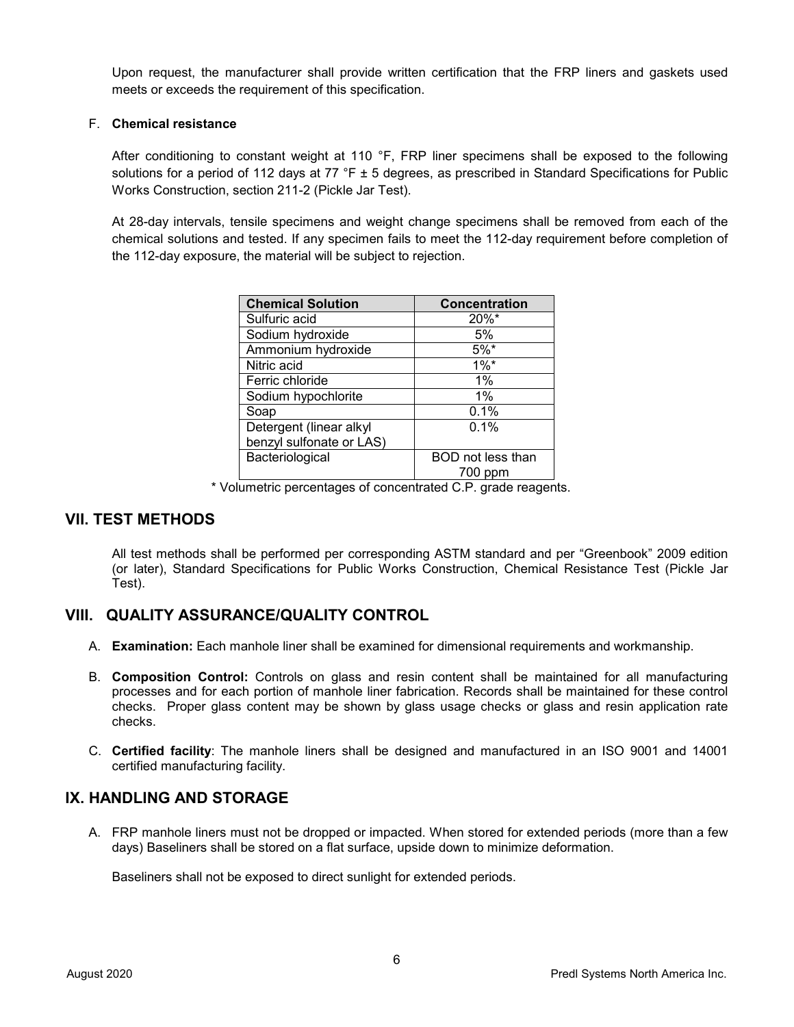Upon request, the manufacturer shall provide written certification that the FRP liners and gaskets used meets or exceeds the requirement of this specification.

F. **Chemical resistance**

After conditioning to constant weight at 110 °F, FRP liner specimens shall be exposed to the following solutions for a period of 112 days at 77 °F ± 5 degrees, as prescribed in Standard Specifications for Public Works Construction, section 211-2 (Pickle Jar Test).

At 28-day intervals, tensile specimens and weight change specimens shall be removed from each of the chemical solutions and tested. If any specimen fails to meet the 112-day requirement before completion of the 112-day exposure, the material will be subject to rejection.

| Chemical Solution | Concentration |
| --- | --- |
| Sulfuric acid | 20%* |
| Sodium hydroxide | 5% |
| Ammonium hydroxide | 5%* |
| Nitric acid | 1%* |
| Ferric chloride | 1% |
| Sodium hypochlorite | 1% |
| Soap | 0.1% |
| Detergent (linear alkyl benzyl sulfonate or LAS) | 0.1% |
| Bacteriological | BOD not less than 700 ppm |

\* Volumetric percentages of concentrated C.P. grade reagents.

## VII. TEST METHODS

All test methods shall be performed per corresponding ASTM standard and per "Greenbook" 2009 edition (or later), Standard Specifications for Public Works Construction, Chemical Resistance Test (Pickle Jar Test).

## VIII. QUALITY ASSURANCE/QUALITY CONTROL

A. **Examination:** Each manhole liner shall be examined for dimensional requirements and workmanship.

B. **Composition Control:** Controls on glass and resin content shall be maintained for all manufacturing processes and for each portion of manhole liner fabrication. Records shall be maintained for these control checks. Proper glass content may be shown by glass usage checks or glass and resin application rate checks.

C. **Certified facility**: The manhole liners shall be designed and manufactured in an ISO 9001 and 14001 certified manufacturing facility.

## IX. HANDLING AND STORAGE

A. FRP manhole liners must not be dropped or impacted. When stored for extended periods (more than a few days) Baseliners shall be stored on a flat surface, upside down to minimize deformation.

Baseliners shall not be exposed to direct sunlight for extended periods.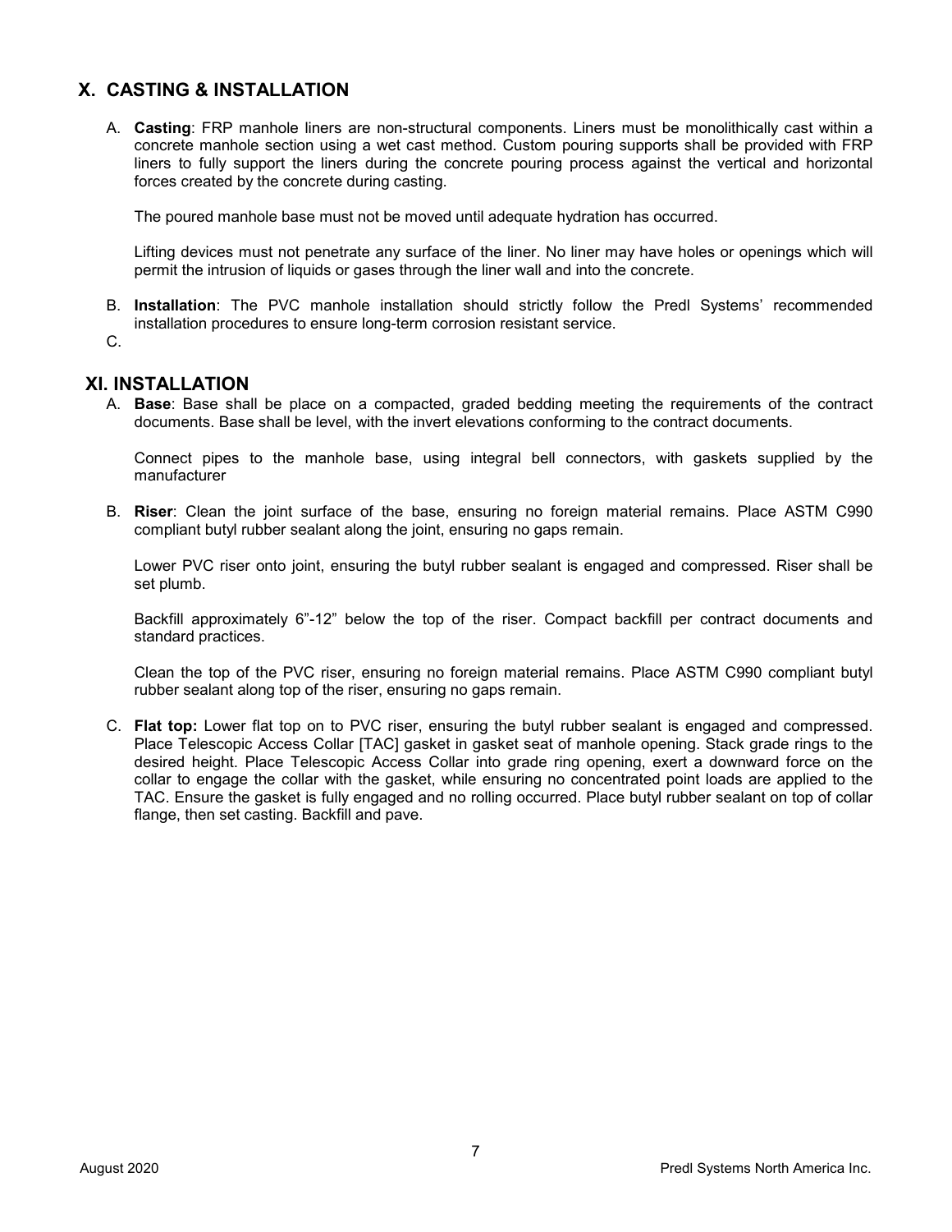## X. CASTING & INSTALLATION

A. **Casting**: FRP manhole liners are non-structural components. Liners must be monolithically cast within a concrete manhole section using a wet cast method. Custom pouring supports shall be provided with FRP liners to fully support the liners during the concrete pouring process against the vertical and horizontal forces created by the concrete during casting.

   The poured manhole base must not be moved until adequate hydration has occurred.

   Lifting devices must not penetrate any surface of the liner. No liner may have holes or openings which will permit the intrusion of liquids or gases through the liner wall and into the concrete.

B. **Installation**: The PVC manhole installation should strictly follow the Predl Systems' recommended installation procedures to ensure long-term corrosion resistant service.

C.

## XI. INSTALLATION

A. **Base**: Base shall be place on a compacted, graded bedding meeting the requirements of the contract documents. Base shall be level, with the invert elevations conforming to the contract documents.

   Connect pipes to the manhole base, using integral bell connectors, with gaskets supplied by the manufacturer

B. **Riser**: Clean the joint surface of the base, ensuring no foreign material remains. Place ASTM C990 compliant butyl rubber sealant along the joint, ensuring no gaps remain.

   Lower PVC riser onto joint, ensuring the butyl rubber sealant is engaged and compressed. Riser shall be set plumb.

   Backfill approximately 6"-12" below the top of the riser. Compact backfill per contract documents and standard practices.

   Clean the top of the PVC riser, ensuring no foreign material remains. Place ASTM C990 compliant butyl rubber sealant along top of the riser, ensuring no gaps remain.

C. **Flat top:** Lower flat top on to PVC riser, ensuring the butyl rubber sealant is engaged and compressed. Place Telescopic Access Collar [TAC] gasket in gasket seat of manhole opening. Stack grade rings to the desired height. Place Telescopic Access Collar into grade ring opening, exert a downward force on the collar to engage the collar with the gasket, while ensuring no concentrated point loads are applied to the TAC. Ensure the gasket is fully engaged and no rolling occurred. Place butyl rubber sealant on top of collar flange, then set casting. Backfill and pave.